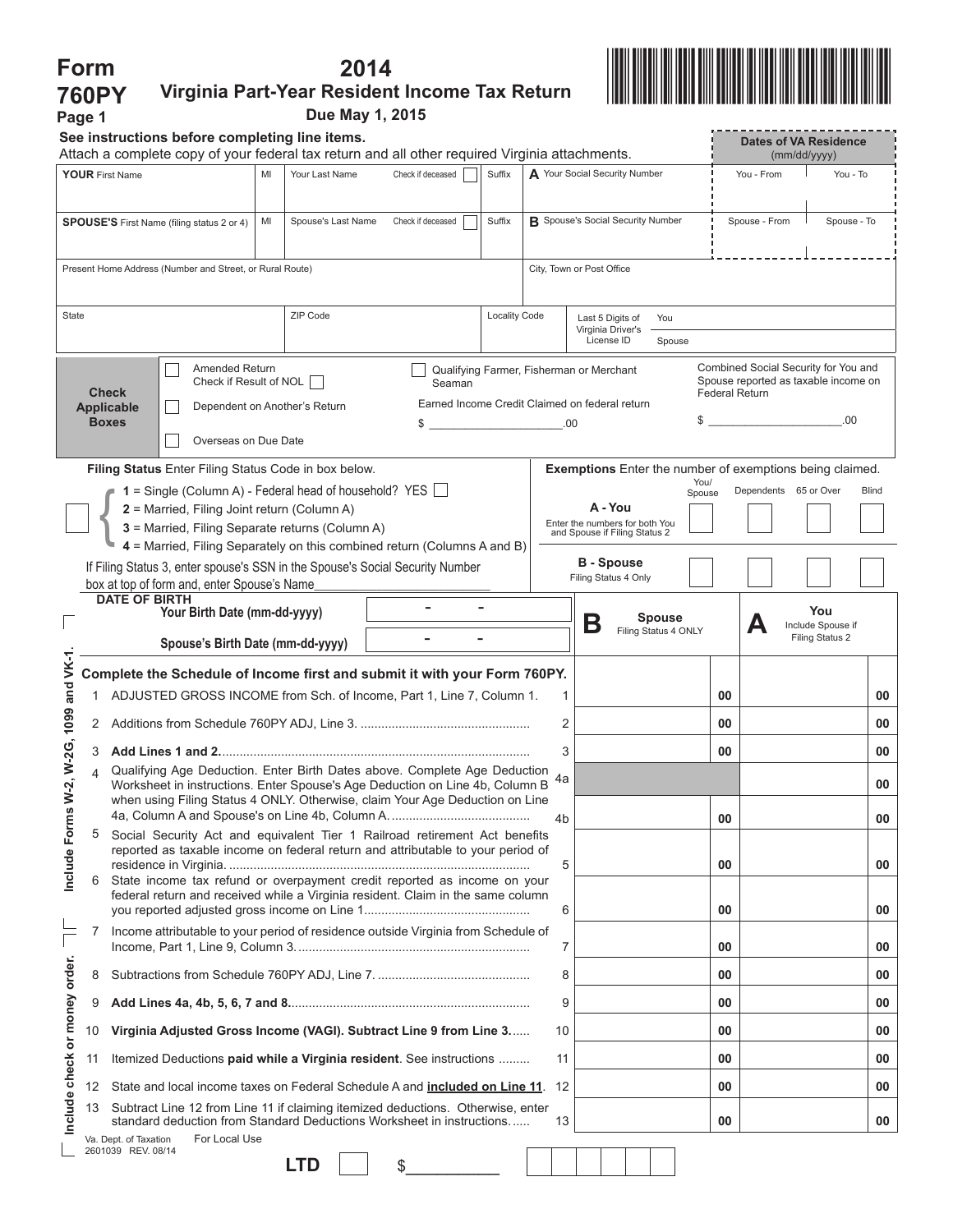# Form 760PY

## 2014 Virginia Part-Year Resident Income Tax Return

**Due May 1, 2015**

Page 1

**See instructions before completing line items.**
Attach a complete copy of your federal tax return and all other required Virginia attachments.

| | | | | | | | | |
|---|---|---|---|---|---|---|---|---|
| **YOUR** First Name | MI | Your Last Name | Check if deceased ☐ | Suffix | **A** Your Social Security Number | **Dates of VA Residence** (mm/dd/yyyy) You - From | You - To |
| **SPOUSE'S** First Name (filing status 2 or 4) | MI | Spouse's Last Name | Check if deceased ☐ | Suffix | **B** Spouse's Social Security Number | Spouse - From | Spouse - To |
| Present Home Address (Number and Street, or Rural Route) | | | | | City, Town or Post Office | | |
| State | | ZIP Code | | Locality Code | Last 5 Digits of Virginia Driver's License ID — You / Spouse | | |

**Check Applicable Boxes**

- ☐ Amended Return — Check if Result of NOL ☐
- ☐ Dependent on Another's Return
- ☐ Overseas on Due Date
- ☐ Qualifying Farmer, Fisherman or Merchant Seaman
- Earned Income Credit Claimed on federal return $ ____________.00
- Combined Social Security for You and Spouse reported as taxable income on Federal Return $ ____________.00

**Filing Status** Enter Filing Status Code in box below.

- **1** = Single (Column A) - Federal head of household? YES ☐
- **2** = Married, Filing Joint return (Column A)
- **3** = Married, Filing Separate returns (Column A)
- **4** = Married, Filing Separately on this combined return (Columns A and B)

If Filing Status 3, enter spouse's SSN in the Spouse's Social Security Number box at top of form and, enter Spouse's Name____________

**Exemptions** Enter the number of exemptions being claimed.

| | You/Spouse | Dependents | 65 or Over | Blind |
|---|---|---|---|---|
| **A - You** Enter the numbers for both You and Spouse if Filing Status 2 | | | | |
| **B - Spouse** Filing Status 4 Only | | | | |

**DATE OF BIRTH**
**Your Birth Date (mm-dd-yyyy)** ____ - ____ - ____
**Spouse's Birth Date (mm-dd-yyyy)** ____ - ____ - ____

Include Forms W-2, W-2G, 1099 and VK-1. Include check or money order.

**Complete the Schedule of Income first and submit it with your Form 760PY.**

| | | Line | **B** Spouse Filing Status 4 ONLY | **A** You Include Spouse if Filing Status 2 |
|---|---|---|---|---|
| 1 | ADJUSTED GROSS INCOME from Sch. of Income, Part 1, Line 7, Column 1. | 1 | 00 | 00 |
| 2 | Additions from Schedule 760PY ADJ, Line 3. | 2 | 00 | 00 |
| 3 | **Add Lines 1 and 2.** | 3 | 00 | 00 |
| 4 | Qualifying Age Deduction. Enter Birth Dates above. Complete Age Deduction Worksheet in instructions. Enter Spouse's Age Deduction on Line 4b, Column B when using Filing Status 4 ONLY. Otherwise, claim Your Age Deduction on Line 4a, Column A and Spouse's on Line 4b, Column A. | 4a | | 00 |
| | | 4b | 00 | 00 |
| 5 | Social Security Act and equivalent Tier 1 Railroad retirement Act benefits reported as taxable income on federal return and attributable to your period of residence in Virginia. | 5 | 00 | 00 |
| 6 | State income tax refund or overpayment credit reported as income on your federal return and received while a Virginia resident. Claim in the same column you reported adjusted gross income on Line 1 | 6 | 00 | 00 |
| 7 | Income attributable to your period of residence outside Virginia from Schedule of Income, Part 1, Line 9, Column 3. | 7 | 00 | 00 |
| 8 | Subtractions from Schedule 760PY ADJ, Line 7. | 8 | 00 | 00 |
| 9 | **Add Lines 4a, 4b, 5, 6, 7 and 8.** | 9 | 00 | 00 |
| 10 | **Virginia Adjusted Gross Income (VAGI). Subtract Line 9 from Line 3.** | 10 | 00 | 00 |
| 11 | Itemized Deductions **paid while a Virginia resident**. See instructions | 11 | 00 | 00 |
| 12 | State and local income taxes on Federal Schedule A and **included on Line 11**. | 12 | 00 | 00 |
| 13 | Subtract Line 12 from Line 11 if claiming itemized deductions. Otherwise, enter standard deduction from Standard Deductions Worksheet in instructions. | 13 | 00 | 00 |

Va. Dept. of Taxation 2601039 REV. 08/14

For Local Use

**LTD** ☐ $__________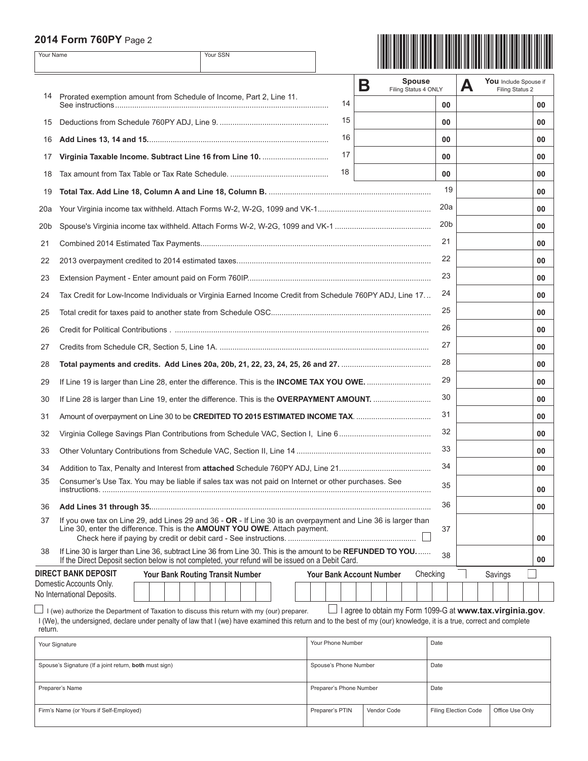## 2014 Form 760PY Page 2

| Your Name | Your SSN |
|---|---|
| | |

| | | | B Spouse Filing Status 4 ONLY | A You Include Spouse if Filing Status 2 |
|---|---|---|---|---|
| 14 | Prorated exemption amount from Schedule of Income, Part 2, Line 11. See instructions | 14 | 00 | 00 |
| 15 | Deductions from Schedule 760PY ADJ, Line 9. | 15 | 00 | 00 |
| 16 | **Add Lines 13, 14 and 15.** | 16 | 00 | 00 |
| 17 | **Virginia Taxable Income. Subtract Line 16 from Line 10.** | 17 | 00 | 00 |
| 18 | Tax amount from Tax Table or Tax Rate Schedule. | 18 | 00 | 00 |

| | | | |
|---|---|---|---|
| 19 | **Total Tax. Add Line 18, Column A and Line 18, Column B.** | 19 | 00 |
| 20a | Your Virginia income tax withheld. Attach Forms W-2, W-2G, 1099 and VK-1 | 20a | 00 |
| 20b | Spouse's Virginia income tax withheld. Attach Forms W-2, W-2G, 1099 and VK-1 | 20b | 00 |
| 21 | Combined 2014 Estimated Tax Payments | 21 | 00 |
| 22 | 2013 overpayment credited to 2014 estimated taxes | 22 | 00 |
| 23 | Extension Payment - Enter amount paid on Form 760IP | 23 | 00 |
| 24 | Tax Credit for Low-Income Individuals or Virginia Earned Income Credit from Schedule 760PY ADJ, Line 17 | 24 | 00 |
| 25 | Total credit for taxes paid to another state from Schedule OSC | 25 | 00 |
| 26 | Credit for Political Contributions . | 26 | 00 |
| 27 | Credits from Schedule CR, Section 5, Line 1A. | 27 | 00 |
| 28 | **Total payments and credits. Add Lines 20a, 20b, 21, 22, 23, 24, 25, 26 and 27.** | 28 | 00 |
| 29 | If Line 19 is larger than Line 28, enter the difference. This is the **INCOME TAX YOU OWE.** | 29 | 00 |
| 30 | If Line 28 is larger than Line 19, enter the difference. This is the **OVERPAYMENT AMOUNT.** | 30 | 00 |
| 31 | Amount of overpayment on Line 30 to be **CREDITED TO 2015 ESTIMATED INCOME TAX**. | 31 | 00 |
| 32 | Virginia College Savings Plan Contributions from Schedule VAC, Section I, Line 6 | 32 | 00 |
| 33 | Other Voluntary Contributions from Schedule VAC, Section II, Line 14 | 33 | 00 |
| 34 | Addition to Tax, Penalty and Interest from **attached** Schedule 760PY ADJ, Line 21 | 34 | 00 |
| 35 | Consumer's Use Tax. You may be liable if sales tax was not paid on Internet or other purchases. See instructions. | 35 | 00 |
| 36 | **Add Lines 31 through 35.** | 36 | 00 |
| 37 | If you owe tax on Line 29, add Lines 29 and 36 - **OR** - If Line 30 is an overpayment and Line 36 is larger than Line 30, enter the difference. This is the **AMOUNT YOU OWE**. Attach payment. Check here if paying by credit or debit card - See instructions. ☐ | 37 | 00 |
| 38 | If Line 30 is larger than Line 36, subtract Line 36 from Line 30. This is the amount to be **REFUNDED TO YOU.** If the Direct Deposit section below is not completed, your refund will be issued on a Debit Card. | 38 | 00 |

**DIRECT BANK DEPOSIT** Domestic Accounts Only. No International Deposits.

**Your Bank Routing Transit Number** | **Your Bank Account Number** | Checking ☐ | Savings ☐

☐ I (we) authorize the Department of Taxation to discuss this return with my (our) preparer.

☐ I agree to obtain my Form 1099-G at **www.tax.virginia.gov**.

I (We), the undersigned, declare under penalty of law that I (we) have examined this return and to the best of my (our) knowledge, it is a true, correct and complete return.

| | | | | |
|---|---|---|---|---|
| Your Signature | Your Phone Number | | Date | |
| Spouse's Signature (If a joint return, **both** must sign) | Spouse's Phone Number | | Date | |
| Preparer's Name | Preparer's Phone Number | | Date | |
| Firm's Name (or Yours if Self-Employed) | Preparer's PTIN | Vendor Code | Filing Election Code | Office Use Only |